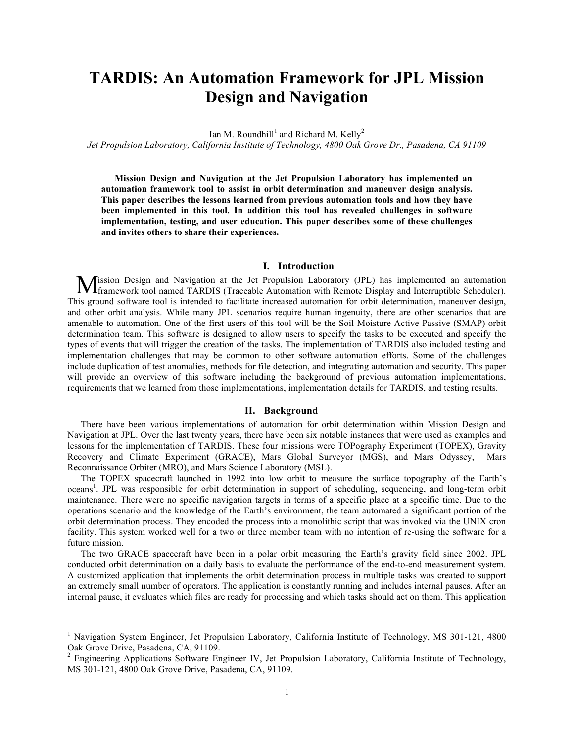# TARDIS: An Automation Framework for JPL Mission Design and Navigation

Ian M. Roundhill[1] and Richard M. Kelly[2]

*Jet Propulsion Laboratory, California Institute of Technology, 4800 Oak Grove Dr., Pasadena, CA 91109*

**Mission Design and Navigation at the Jet Propulsion Laboratory has implemented an automation framework tool to assist in orbit determination and maneuver design analysis. This paper describes the lessons learned from previous automation tools and how they have been implemented in this tool. In addition this tool has revealed challenges in software implementation, testing, and user education. This paper describes some of these challenges and invites others to share their experiences.**

## I. Introduction

Mission Design and Navigation at the Jet Propulsion Laboratory (JPL) has implemented an automation framework tool named TARDIS (Traceable Automation with Remote Display and Interruptible Scheduler). This ground software tool is intended to facilitate increased automation for orbit determination, maneuver design, and other orbit analysis. While many JPL scenarios require human ingenuity, there are other scenarios that are amenable to automation. One of the first users of this tool will be the Soil Moisture Active Passive (SMAP) orbit determination team. This software is designed to allow users to specify the tasks to be executed and specify the types of events that will trigger the creation of the tasks. The implementation of TARDIS also included testing and implementation challenges that may be common to other software automation efforts. Some of the challenges include duplication of test anomalies, methods for file detection, and integrating automation and security. This paper will provide an overview of this software including the background of previous automation implementations, requirements that we learned from those implementations, implementation details for TARDIS, and testing results.

## II. Background

There have been various implementations of automation for orbit determination within Mission Design and Navigation at JPL. Over the last twenty years, there have been six notable instances that were used as examples and lessons for the implementation of TARDIS. These four missions were TOPography Experiment (TOPEX), Gravity Recovery and Climate Experiment (GRACE), Mars Global Surveyor (MGS), and Mars Odyssey, Mars Reconnaissance Orbiter (MRO), and Mars Science Laboratory (MSL).

The TOPEX spacecraft launched in 1992 into low orbit to measure the surface topography of the Earth's oceans[1]. JPL was responsible for orbit determination in support of scheduling, sequencing, and long-term orbit maintenance. There were no specific navigation targets in terms of a specific place at a specific time. Due to the operations scenario and the knowledge of the Earth's environment, the team automated a significant portion of the orbit determination process. They encoded the process into a monolithic script that was invoked via the UNIX cron facility. This system worked well for a two or three member team with no intention of re-using the software for a future mission.

The two GRACE spacecraft have been in a polar orbit measuring the Earth's gravity field since 2002. JPL conducted orbit determination on a daily basis to evaluate the performance of the end-to-end measurement system. A customized application that implements the orbit determination process in multiple tasks was created to support an extremely small number of operators. The application is constantly running and includes internal pauses. After an internal pause, it evaluates which files are ready for processing and which tasks should act on them. This application

---

[1] Navigation System Engineer, Jet Propulsion Laboratory, California Institute of Technology, MS 301-121, 4800 Oak Grove Drive, Pasadena, CA, 91109.

[2] Engineering Applications Software Engineer IV, Jet Propulsion Laboratory, California Institute of Technology, MS 301-121, 4800 Oak Grove Drive, Pasadena, CA, 91109.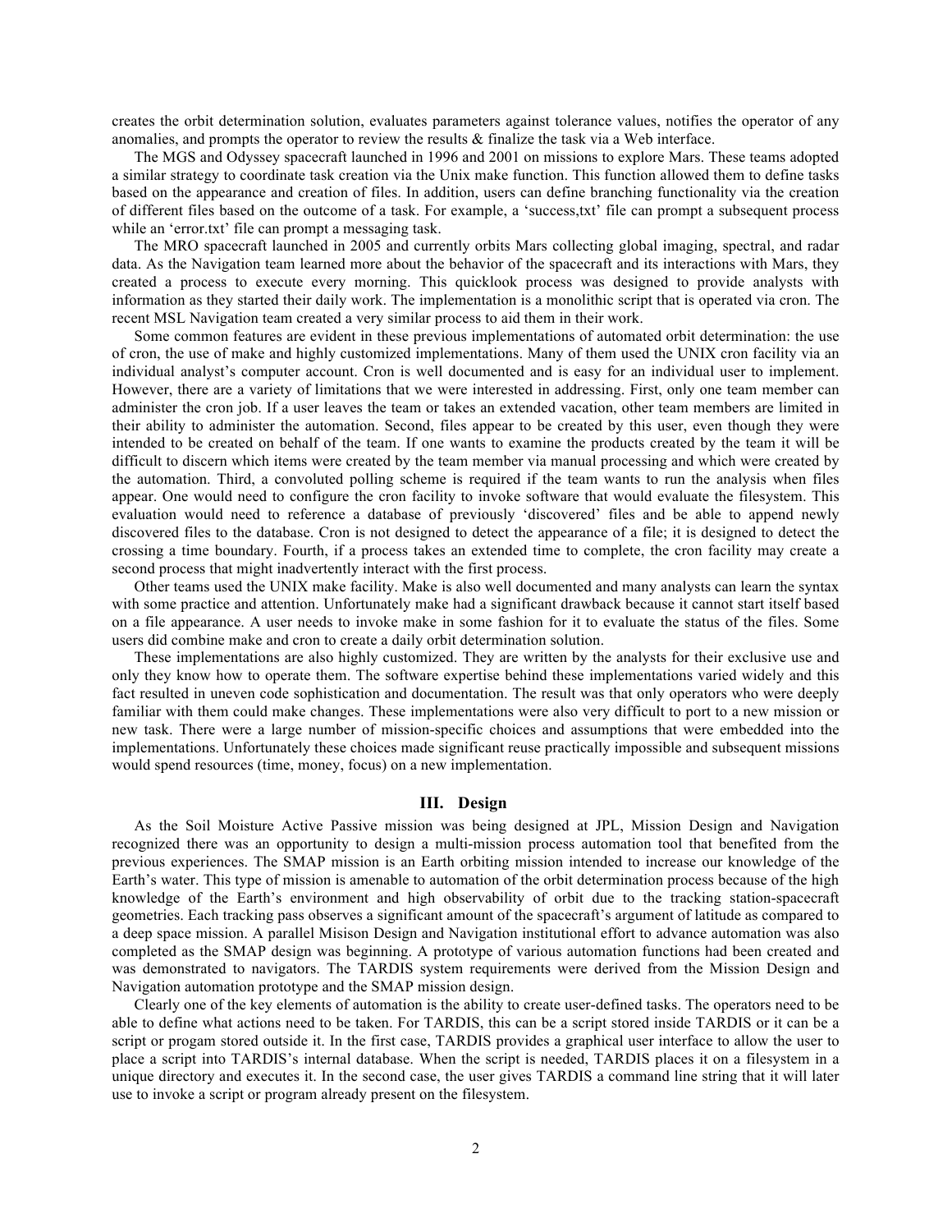creates the orbit determination solution, evaluates parameters against tolerance values, notifies the operator of any anomalies, and prompts the operator to review the results & finalize the task via a Web interface.

The MGS and Odyssey spacecraft launched in 1996 and 2001 on missions to explore Mars. These teams adopted a similar strategy to coordinate task creation via the Unix make function. This function allowed them to define tasks based on the appearance and creation of files. In addition, users can define branching functionality via the creation of different files based on the outcome of a task. For example, a 'success,txt' file can prompt a subsequent process while an 'error.txt' file can prompt a messaging task.

The MRO spacecraft launched in 2005 and currently orbits Mars collecting global imaging, spectral, and radar data. As the Navigation team learned more about the behavior of the spacecraft and its interactions with Mars, they created a process to execute every morning. This quicklook process was designed to provide analysts with information as they started their daily work. The implementation is a monolithic script that is operated via cron. The recent MSL Navigation team created a very similar process to aid them in their work.

Some common features are evident in these previous implementations of automated orbit determination: the use of cron, the use of make and highly customized implementations. Many of them used the UNIX cron facility via an individual analyst's computer account. Cron is well documented and is easy for an individual user to implement. However, there are a variety of limitations that we were interested in addressing. First, only one team member can administer the cron job. If a user leaves the team or takes an extended vacation, other team members are limited in their ability to administer the automation. Second, files appear to be created by this user, even though they were intended to be created on behalf of the team. If one wants to examine the products created by the team it will be difficult to discern which items were created by the team member via manual processing and which were created by the automation. Third, a convoluted polling scheme is required if the team wants to run the analysis when files appear. One would need to configure the cron facility to invoke software that would evaluate the filesystem. This evaluation would need to reference a database of previously 'discovered' files and be able to append newly discovered files to the database. Cron is not designed to detect the appearance of a file; it is designed to detect the crossing a time boundary. Fourth, if a process takes an extended time to complete, the cron facility may create a second process that might inadvertently interact with the first process.

Other teams used the UNIX make facility. Make is also well documented and many analysts can learn the syntax with some practice and attention. Unfortunately make had a significant drawback because it cannot start itself based on a file appearance. A user needs to invoke make in some fashion for it to evaluate the status of the files. Some users did combine make and cron to create a daily orbit determination solution.

These implementations are also highly customized. They are written by the analysts for their exclusive use and only they know how to operate them. The software expertise behind these implementations varied widely and this fact resulted in uneven code sophistication and documentation. The result was that only operators who were deeply familiar with them could make changes. These implementations were also very difficult to port to a new mission or new task. There were a large number of mission-specific choices and assumptions that were embedded into the implementations. Unfortunately these choices made significant reuse practically impossible and subsequent missions would spend resources (time, money, focus) on a new implementation.

## III. Design

As the Soil Moisture Active Passive mission was being designed at JPL, Mission Design and Navigation recognized there was an opportunity to design a multi-mission process automation tool that benefited from the previous experiences. The SMAP mission is an Earth orbiting mission intended to increase our knowledge of the Earth's water. This type of mission is amenable to automation of the orbit determination process because of the high knowledge of the Earth's environment and high observability of orbit due to the tracking station-spacecraft geometries. Each tracking pass observes a significant amount of the spacecraft's argument of latitude as compared to a deep space mission. A parallel Misison Design and Navigation institutional effort to advance automation was also completed as the SMAP design was beginning. A prototype of various automation functions had been created and was demonstrated to navigators. The TARDIS system requirements were derived from the Mission Design and Navigation automation prototype and the SMAP mission design.

Clearly one of the key elements of automation is the ability to create user-defined tasks. The operators need to be able to define what actions need to be taken. For TARDIS, this can be a script stored inside TARDIS or it can be a script or progam stored outside it. In the first case, TARDIS provides a graphical user interface to allow the user to place a script into TARDIS's internal database. When the script is needed, TARDIS places it on a filesystem in a unique directory and executes it. In the second case, the user gives TARDIS a command line string that it will later use to invoke a script or program already present on the filesystem.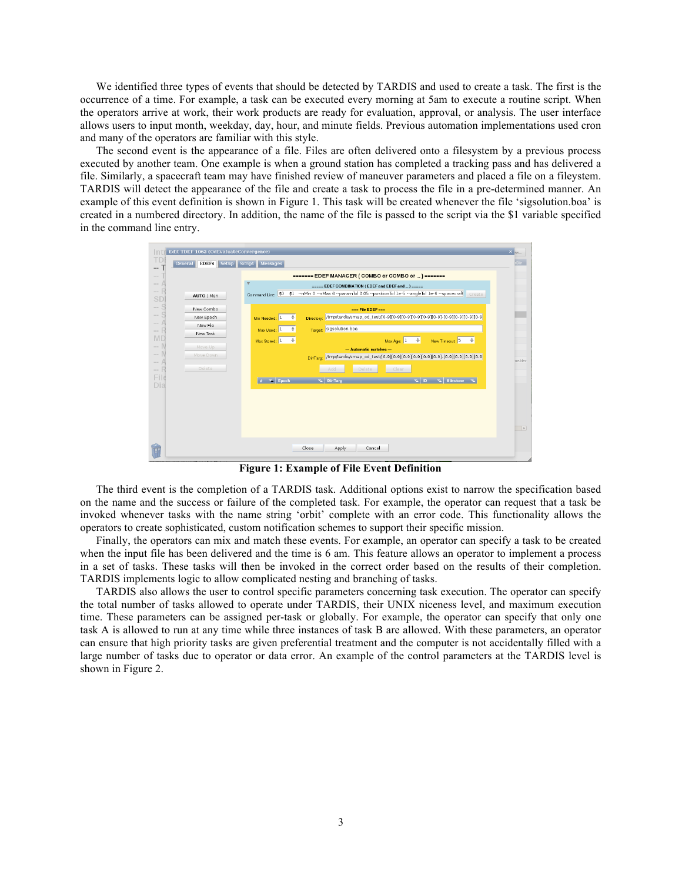We identified three types of events that should be detected by TARDIS and used to create a task. The first is the occurrence of a time. For example, a task can be executed every morning at 5am to execute a routine script. When the operators arrive at work, their work products are ready for evaluation, approval, or analysis. The user interface allows users to input month, weekday, day, hour, and minute fields. Previous automation implementations used cron and many of the operators are familiar with this style.

The second event is the appearance of a file. Files are often delivered onto a filesystem by a previous process executed by another team. One example is when a ground station has completed a tracking pass and has delivered a file. Similarly, a spacecraft team may have finished review of maneuver parameters and placed a file on a fileystem. TARDIS will detect the appearance of the file and create a task to process the file in a pre-determined manner. An example of this event definition is shown in Figure 1. This task will be created whenever the file 'sigsolution.boa' is created in a numbered directory. In addition, the name of the file is passed to the script via the $1 variable specified in the command line entry.

**Figure 1: Example of File Event Definition**

The third event is the completion of a TARDIS task. Additional options exist to narrow the specification based on the name and the success or failure of the completed task. For example, the operator can request that a task be invoked whenever tasks with the name string 'orbit' complete with an error code. This functionality allows the operators to create sophisticated, custom notification schemes to support their specific mission.

Finally, the operators can mix and match these events. For example, an operator can specify a task to be created when the input file has been delivered and the time is 6 am. This feature allows an operator to implement a process in a set of tasks. These tasks will then be invoked in the correct order based on the results of their completion. TARDIS implements logic to allow complicated nesting and branching of tasks.

TARDIS also allows the user to control specific parameters concerning task execution. The operator can specify the total number of tasks allowed to operate under TARDIS, their UNIX niceness level, and maximum execution time. These parameters can be assigned per-task or globally. For example, the operator can specify that only one task A is allowed to run at any time while three instances of task B are allowed. With these parameters, an operator can ensure that high priority tasks are given preferential treatment and the computer is not accidentally filled with a large number of tasks due to operator or data error. An example of the control parameters at the TARDIS level is shown in Figure 2.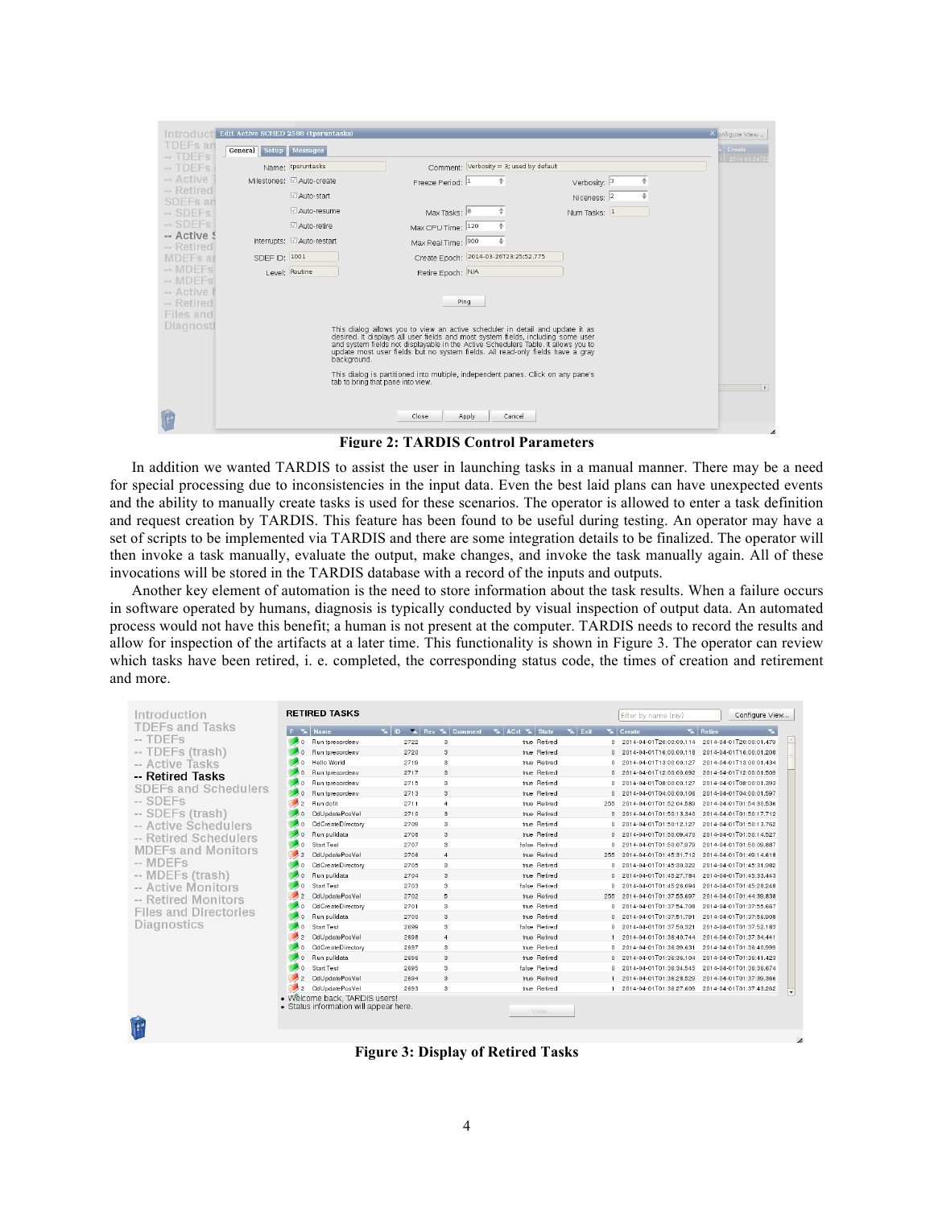**Figure 2: TARDIS Control Parameters**

In addition we wanted TARDIS to assist the user in launching tasks in a manual manner. There may be a need for special processing due to inconsistencies in the input data. Even the best laid plans can have unexpected events and the ability to manually create tasks is used for these scenarios. The operator is allowed to enter a task definition and request creation by TARDIS. This feature has been found to be useful during testing. An operator may have a set of scripts to be implemented via TARDIS and there are some integration details to be finalized. The operator will then invoke a task manually, evaluate the output, make changes, and invoke the task manually again. All of these invocations will be stored in the TARDIS database with a record of the inputs and outputs.

Another key element of automation is the need to store information about the task results. When a failure occurs in software operated by humans, diagnosis is typically conducted by visual inspection of output data. An automated process would not have this benefit; a human is not present at the computer. TARDIS needs to record the results and allow for inspection of the artifacts at a later time. This functionality is shown in Figure 3. The operator can review which tasks have been retired, i. e. completed, the corresponding status code, the times of creation and retirement and more.

**Figure 3: Display of Retired Tasks**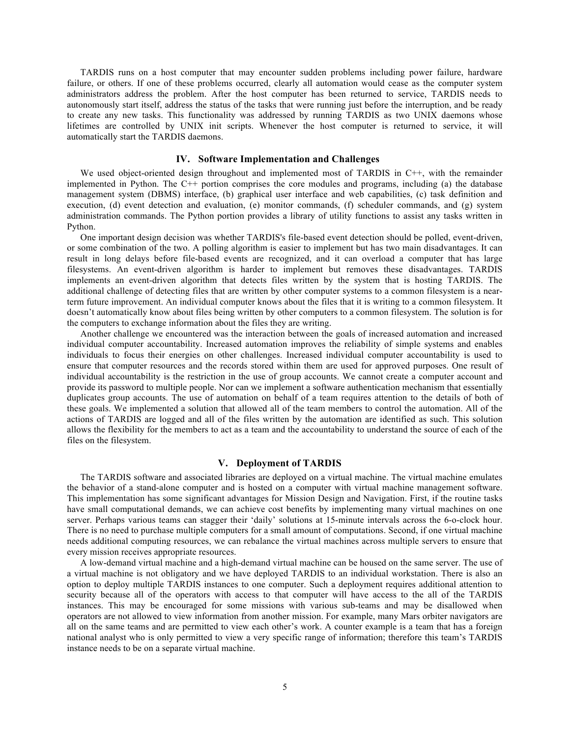TARDIS runs on a host computer that may encounter sudden problems including power failure, hardware failure, or others. If one of these problems occurred, clearly all automation would cease as the computer system administrators address the problem. After the host computer has been returned to service, TARDIS needs to autonomously start itself, address the status of the tasks that were running just before the interruption, and be ready to create any new tasks. This functionality was addressed by running TARDIS as two UNIX daemons whose lifetimes are controlled by UNIX init scripts. Whenever the host computer is returned to service, it will automatically start the TARDIS daemons.

## IV. Software Implementation and Challenges

We used object-oriented design throughout and implemented most of TARDIS in C++, with the remainder implemented in Python. The C++ portion comprises the core modules and programs, including (a) the database management system (DBMS) interface, (b) graphical user interface and web capabilities, (c) task definition and execution, (d) event detection and evaluation, (e) monitor commands, (f) scheduler commands, and (g) system administration commands. The Python portion provides a library of utility functions to assist any tasks written in Python.

One important design decision was whether TARDIS's file-based event detection should be polled, event-driven, or some combination of the two. A polling algorithm is easier to implement but has two main disadvantages. It can result in long delays before file-based events are recognized, and it can overload a computer that has large filesystems. An event-driven algorithm is harder to implement but removes these disadvantages. TARDIS implements an event-driven algorithm that detects files written by the system that is hosting TARDIS. The additional challenge of detecting files that are written by other computer systems to a common filesystem is a near-term future improvement. An individual computer knows about the files that it is writing to a common filesystem. It doesn't automatically know about files being written by other computers to a common filesystem. The solution is for the computers to exchange information about the files they are writing.

Another challenge we encountered was the interaction between the goals of increased automation and increased individual computer accountability. Increased automation improves the reliability of simple systems and enables individuals to focus their energies on other challenges. Increased individual computer accountability is used to ensure that computer resources and the records stored within them are used for approved purposes. One result of individual accountability is the restriction in the use of group accounts. We cannot create a computer account and provide its password to multiple people. Nor can we implement a software authentication mechanism that essentially duplicates group accounts. The use of automation on behalf of a team requires attention to the details of both of these goals. We implemented a solution that allowed all of the team members to control the automation. All of the actions of TARDIS are logged and all of the files written by the automation are identified as such. This solution allows the flexibility for the members to act as a team and the accountability to understand the source of each of the files on the filesystem.

## V. Deployment of TARDIS

The TARDIS software and associated libraries are deployed on a virtual machine. The virtual machine emulates the behavior of a stand-alone computer and is hosted on a computer with virtual machine management software. This implementation has some significant advantages for Mission Design and Navigation. First, if the routine tasks have small computational demands, we can achieve cost benefits by implementing many virtual machines on one server. Perhaps various teams can stagger their 'daily' solutions at 15-minute intervals across the 6-o-clock hour. There is no need to purchase multiple computers for a small amount of computations. Second, if one virtual machine needs additional computing resources, we can rebalance the virtual machines across multiple servers to ensure that every mission receives appropriate resources.

A low-demand virtual machine and a high-demand virtual machine can be housed on the same server. The use of a virtual machine is not obligatory and we have deployed TARDIS to an individual workstation. There is also an option to deploy multiple TARDIS instances to one computer. Such a deployment requires additional attention to security because all of the operators with access to that computer will have access to the all of the TARDIS instances. This may be encouraged for some missions with various sub-teams and may be disallowed when operators are not allowed to view information from another mission. For example, many Mars orbiter navigators are all on the same teams and are permitted to view each other's work. A counter example is a team that has a foreign national analyst who is only permitted to view a very specific range of information; therefore this team's TARDIS instance needs to be on a separate virtual machine.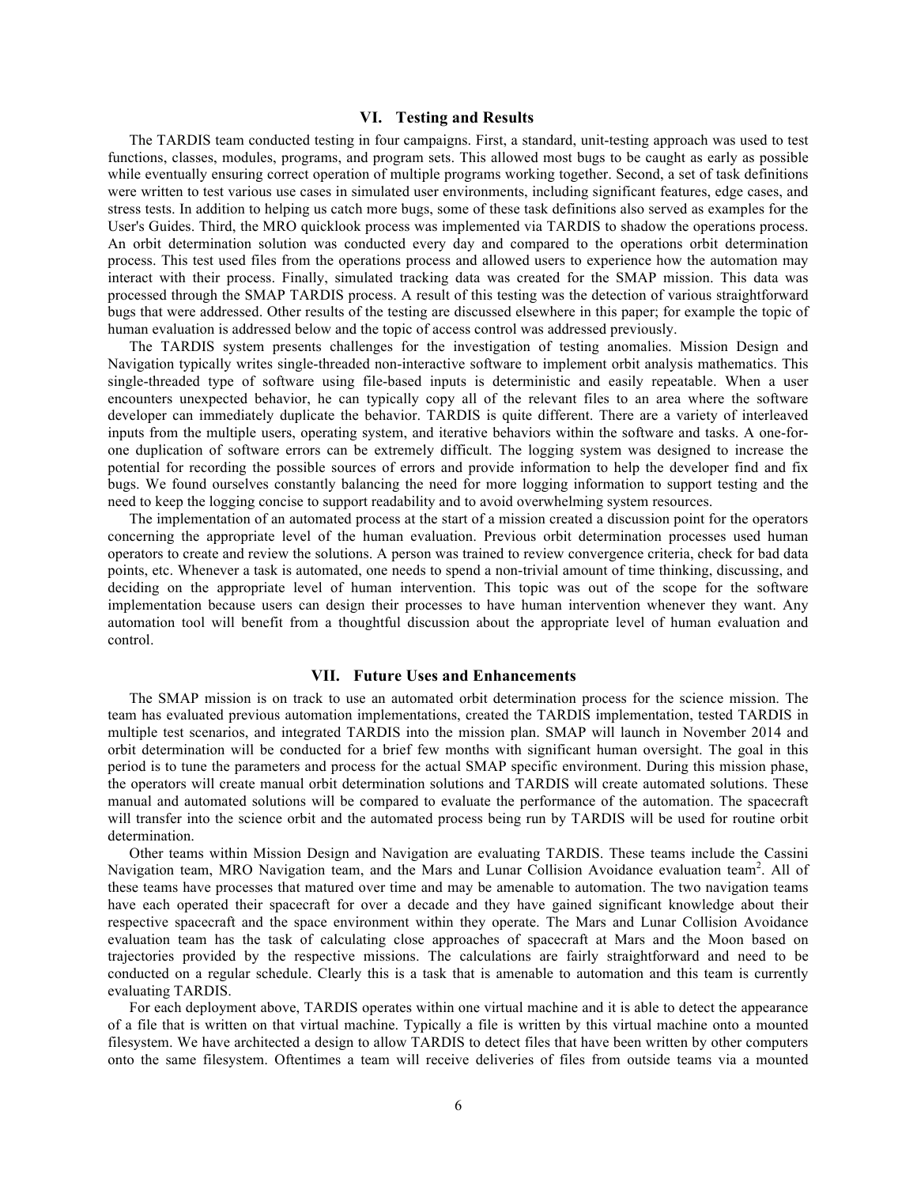## VI. Testing and Results

The TARDIS team conducted testing in four campaigns. First, a standard, unit-testing approach was used to test functions, classes, modules, programs, and program sets. This allowed most bugs to be caught as early as possible while eventually ensuring correct operation of multiple programs working together. Second, a set of task definitions were written to test various use cases in simulated user environments, including significant features, edge cases, and stress tests. In addition to helping us catch more bugs, some of these task definitions also served as examples for the User's Guides. Third, the MRO quicklook process was implemented via TARDIS to shadow the operations process. An orbit determination solution was conducted every day and compared to the operations orbit determination process. This test used files from the operations process and allowed users to experience how the automation may interact with their process. Finally, simulated tracking data was created for the SMAP mission. This data was processed through the SMAP TARDIS process. A result of this testing was the detection of various straightforward bugs that were addressed. Other results of the testing are discussed elsewhere in this paper; for example the topic of human evaluation is addressed below and the topic of access control was addressed previously.

The TARDIS system presents challenges for the investigation of testing anomalies. Mission Design and Navigation typically writes single-threaded non-interactive software to implement orbit analysis mathematics. This single-threaded type of software using file-based inputs is deterministic and easily repeatable. When a user encounters unexpected behavior, he can typically copy all of the relevant files to an area where the software developer can immediately duplicate the behavior. TARDIS is quite different. There are a variety of interleaved inputs from the multiple users, operating system, and iterative behaviors within the software and tasks. A one-for-one duplication of software errors can be extremely difficult. The logging system was designed to increase the potential for recording the possible sources of errors and provide information to help the developer find and fix bugs. We found ourselves constantly balancing the need for more logging information to support testing and the need to keep the logging concise to support readability and to avoid overwhelming system resources.

The implementation of an automated process at the start of a mission created a discussion point for the operators concerning the appropriate level of the human evaluation. Previous orbit determination processes used human operators to create and review the solutions. A person was trained to review convergence criteria, check for bad data points, etc. Whenever a task is automated, one needs to spend a non-trivial amount of time thinking, discussing, and deciding on the appropriate level of human intervention. This topic was out of the scope for the software implementation because users can design their processes to have human intervention whenever they want. Any automation tool will benefit from a thoughtful discussion about the appropriate level of human evaluation and control.

## VII. Future Uses and Enhancements

The SMAP mission is on track to use an automated orbit determination process for the science mission. The team has evaluated previous automation implementations, created the TARDIS implementation, tested TARDIS in multiple test scenarios, and integrated TARDIS into the mission plan. SMAP will launch in November 2014 and orbit determination will be conducted for a brief few months with significant human oversight. The goal in this period is to tune the parameters and process for the actual SMAP specific environment. During this mission phase, the operators will create manual orbit determination solutions and TARDIS will create automated solutions. These manual and automated solutions will be compared to evaluate the performance of the automation. The spacecraft will transfer into the science orbit and the automated process being run by TARDIS will be used for routine orbit determination.

Other teams within Mission Design and Navigation are evaluating TARDIS. These teams include the Cassini Navigation team, MRO Navigation team, and the Mars and Lunar Collision Avoidance evaluation team[2]. All of these teams have processes that matured over time and may be amenable to automation. The two navigation teams have each operated their spacecraft for over a decade and they have gained significant knowledge about their respective spacecraft and the space environment within they operate. The Mars and Lunar Collision Avoidance evaluation team has the task of calculating close approaches of spacecraft at Mars and the Moon based on trajectories provided by the respective missions. The calculations are fairly straightforward and need to be conducted on a regular schedule. Clearly this is a task that is amenable to automation and this team is currently evaluating TARDIS.

For each deployment above, TARDIS operates within one virtual machine and it is able to detect the appearance of a file that is written on that virtual machine. Typically a file is written by this virtual machine onto a mounted filesystem. We have architected a design to allow TARDIS to detect files that have been written by other computers onto the same filesystem. Oftentimes a team will receive deliveries of files from outside teams via a mounted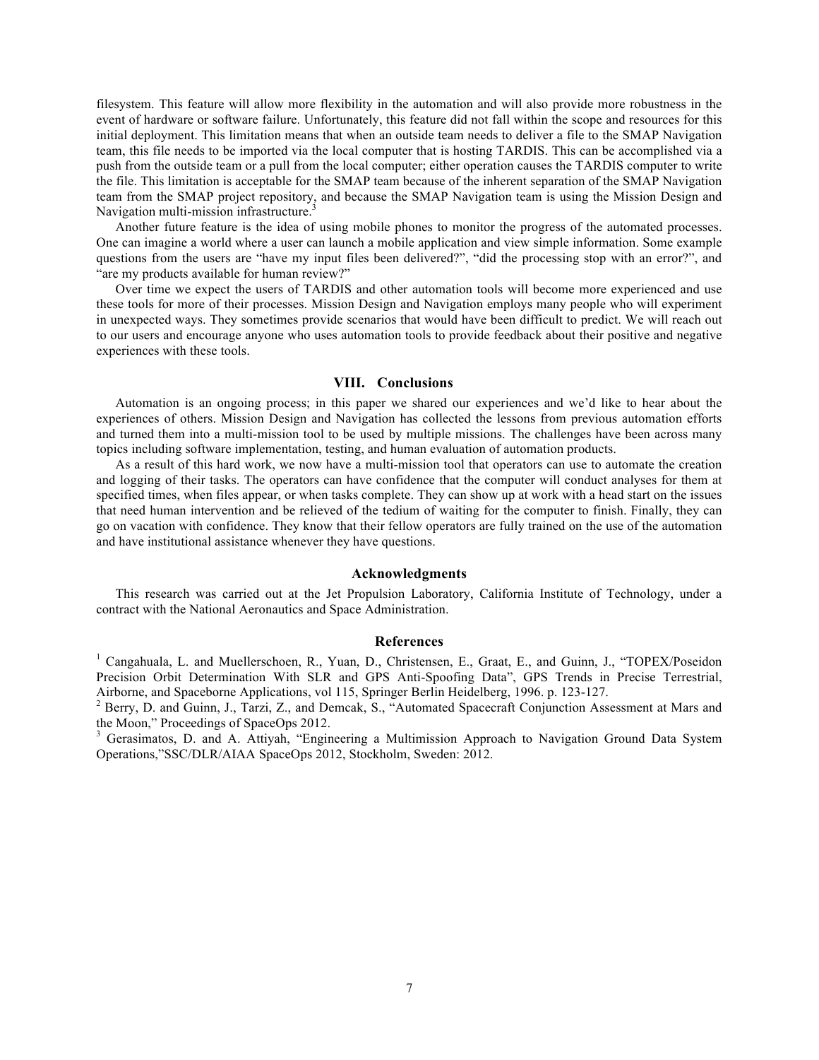filesystem. This feature will allow more flexibility in the automation and will also provide more robustness in the event of hardware or software failure. Unfortunately, this feature did not fall within the scope and resources for this initial deployment. This limitation means that when an outside team needs to deliver a file to the SMAP Navigation team, this file needs to be imported via the local computer that is hosting TARDIS. This can be accomplished via a push from the outside team or a pull from the local computer; either operation causes the TARDIS computer to write the file. This limitation is acceptable for the SMAP team because of the inherent separation of the SMAP Navigation team from the SMAP project repository, and because the SMAP Navigation team is using the Mission Design and Navigation multi-mission infrastructure.[3]

Another future feature is the idea of using mobile phones to monitor the progress of the automated processes. One can imagine a world where a user can launch a mobile application and view simple information. Some example questions from the users are "have my input files been delivered?", "did the processing stop with an error?", and "are my products available for human review?"

Over time we expect the users of TARDIS and other automation tools will become more experienced and use these tools for more of their processes. Mission Design and Navigation employs many people who will experiment in unexpected ways. They sometimes provide scenarios that would have been difficult to predict. We will reach out to our users and encourage anyone who uses automation tools to provide feedback about their positive and negative experiences with these tools.

## VIII. Conclusions

Automation is an ongoing process; in this paper we shared our experiences and we'd like to hear about the experiences of others. Mission Design and Navigation has collected the lessons from previous automation efforts and turned them into a multi-mission tool to be used by multiple missions. The challenges have been across many topics including software implementation, testing, and human evaluation of automation products.

As a result of this hard work, we now have a multi-mission tool that operators can use to automate the creation and logging of their tasks. The operators can have confidence that the computer will conduct analyses for them at specified times, when files appear, or when tasks complete. They can show up at work with a head start on the issues that need human intervention and be relieved of the tedium of waiting for the computer to finish. Finally, they can go on vacation with confidence. They know that their fellow operators are fully trained on the use of the automation and have institutional assistance whenever they have questions.

## Acknowledgments

This research was carried out at the Jet Propulsion Laboratory, California Institute of Technology, under a contract with the National Aeronautics and Space Administration.

## References

[1] Cangahuala, L. and Muellerschoen, R., Yuan, D., Christensen, E., Graat, E., and Guinn, J., "TOPEX/Poseidon Precision Orbit Determination With SLR and GPS Anti-Spoofing Data", GPS Trends in Precise Terrestrial, Airborne, and Spaceborne Applications, vol 115, Springer Berlin Heidelberg, 1996. p. 123-127.

[2] Berry, D. and Guinn, J., Tarzi, Z., and Demcak, S., "Automated Spacecraft Conjunction Assessment at Mars and the Moon," Proceedings of SpaceOps 2012.

[3] Gerasimatos, D. and A. Attiyah, "Engineering a Multimission Approach to Navigation Ground Data System Operations,"SSC/DLR/AIAA SpaceOps 2012, Stockholm, Sweden: 2012.